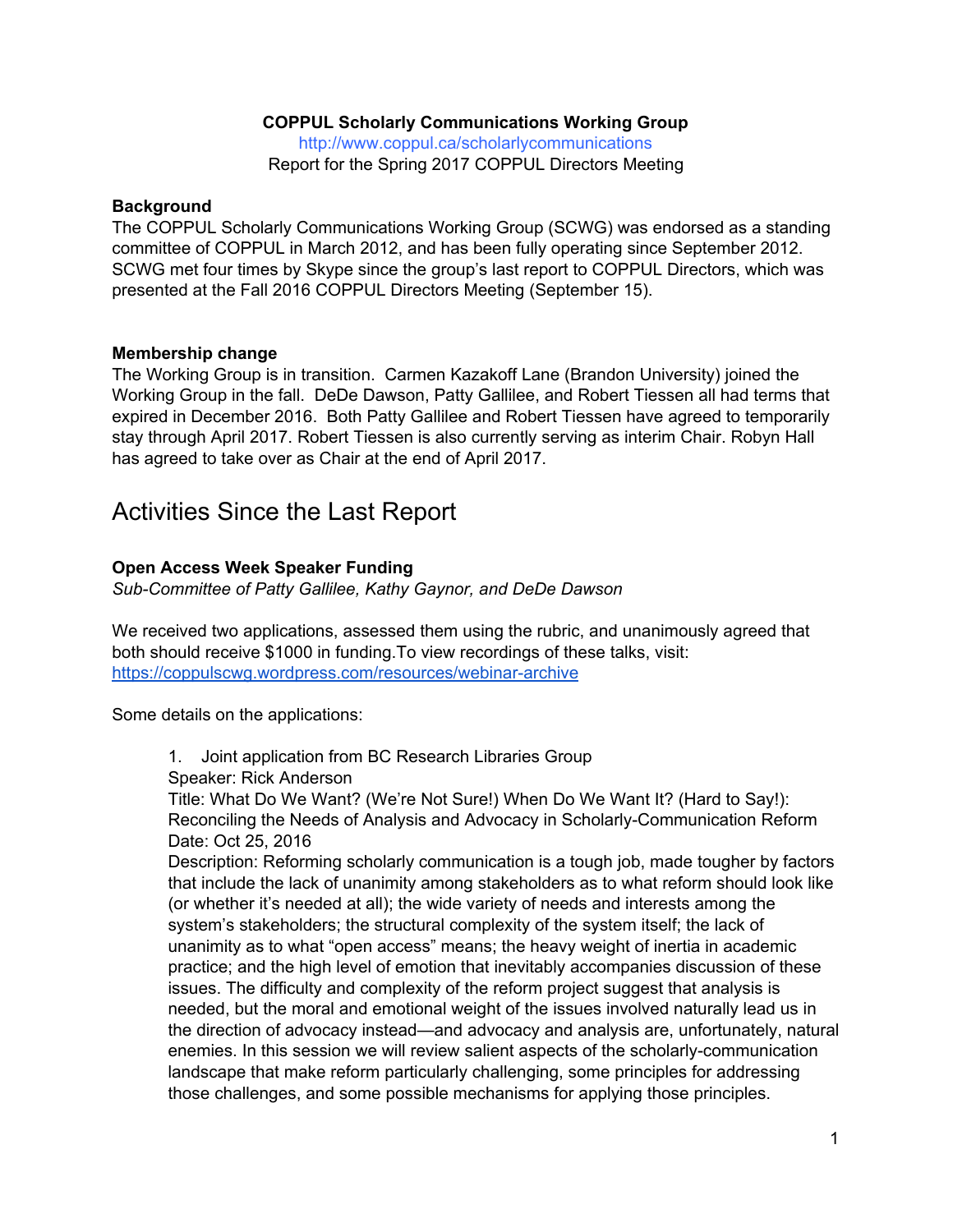**COPPUL Scholarly Communications Working Group**

http://www.coppul.ca/scholarlycommunications

Report for the Spring 2017 COPPUL Directors Meeting

**Background**

The COPPUL Scholarly Communications Working Group (SCWG) was endorsed as a standing committee of COPPUL in March 2012, and has been fully operating since September 2012. SCWG met four times by Skype since the group's last report to COPPUL Directors, which was presented at the Fall 2016 COPPUL Directors Meeting (September 15).

**Membership change**

The Working Group is in transition. Carmen Kazakoff Lane (Brandon University) joined the Working Group in the fall. DeDe Dawson, Patty Gallilee, and Robert Tiessen all had terms that expired in December 2016. Both Patty Gallilee and Robert Tiessen have agreed to temporarily stay through April 2017. Robert Tiessen is also currently serving as interim Chair. Robyn Hall has agreed to take over as Chair at the end of April 2017.

# Activities Since the Last Report

**Open Access Week Speaker Funding**

*Sub-Committee of Patty Gallilee, Kathy Gaynor, and DeDe Dawson*

We received two applications, assessed them using the rubric, and unanimously agreed that both should receive $1000 in funding.To view recordings of these talks, visit: https://coppulscwg.wordpress.com/resources/webinar-archive

Some details on the applications:

1. Joint application from BC Research Libraries Group
   Speaker: Rick Anderson
   Title: What Do We Want? (We're Not Sure!) When Do We Want It? (Hard to Say!): Reconciling the Needs of Analysis and Advocacy in Scholarly-Communication Reform
   Date: Oct 25, 2016
   Description: Reforming scholarly communication is a tough job, made tougher by factors that include the lack of unanimity among stakeholders as to what reform should look like (or whether it's needed at all); the wide variety of needs and interests among the system's stakeholders; the structural complexity of the system itself; the lack of unanimity as to what "open access" means; the heavy weight of inertia in academic practice; and the high level of emotion that inevitably accompanies discussion of these issues. The difficulty and complexity of the reform project suggest that analysis is needed, but the moral and emotional weight of the issues involved naturally lead us in the direction of advocacy instead—and advocacy and analysis are, unfortunately, natural enemies. In this session we will review salient aspects of the scholarly-communication landscape that make reform particularly challenging, some principles for addressing those challenges, and some possible mechanisms for applying those principles.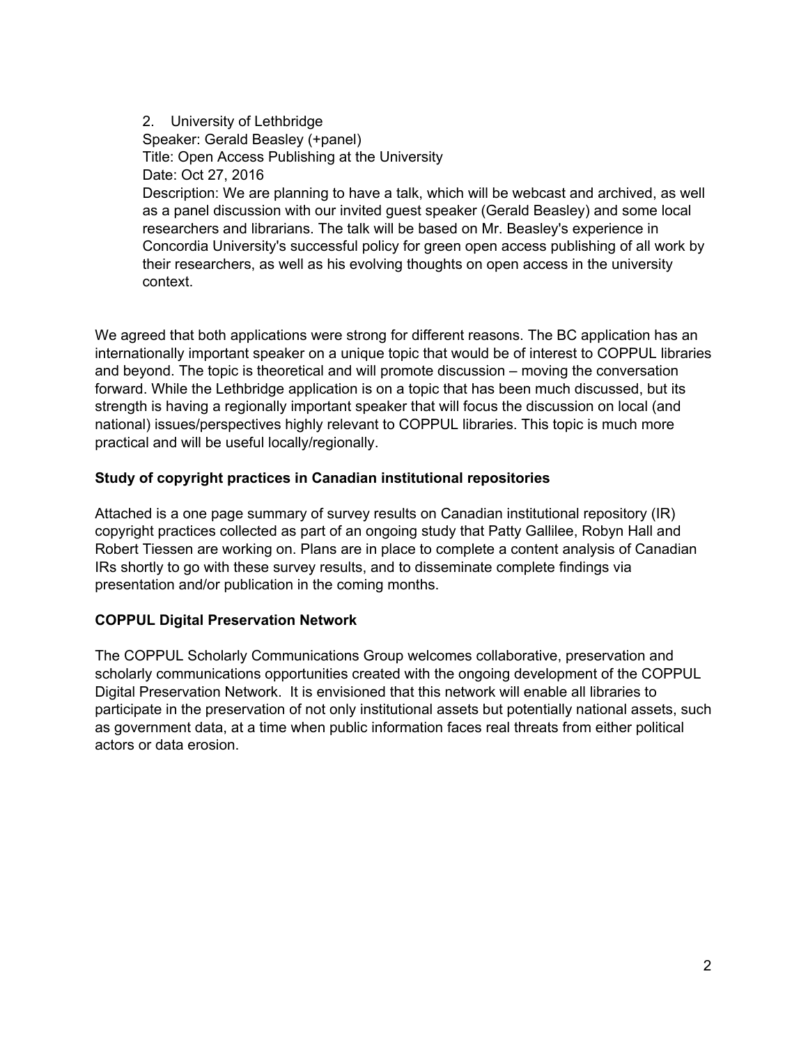2. University of Lethbridge
   Speaker: Gerald Beasley (+panel)
   Title: Open Access Publishing at the University
   Date: Oct 27, 2016
   Description: We are planning to have a talk, which will be webcast and archived, as well as a panel discussion with our invited guest speaker (Gerald Beasley) and some local researchers and librarians. The talk will be based on Mr. Beasley's experience in Concordia University's successful policy for green open access publishing of all work by their researchers, as well as his evolving thoughts on open access in the university context.

We agreed that both applications were strong for different reasons. The BC application has an internationally important speaker on a unique topic that would be of interest to COPPUL libraries and beyond. The topic is theoretical and will promote discussion – moving the conversation forward. While the Lethbridge application is on a topic that has been much discussed, but its strength is having a regionally important speaker that will focus the discussion on local (and national) issues/perspectives highly relevant to COPPUL libraries. This topic is much more practical and will be useful locally/regionally.

**Study of copyright practices in Canadian institutional repositories**

Attached is a one page summary of survey results on Canadian institutional repository (IR) copyright practices collected as part of an ongoing study that Patty Gallilee, Robyn Hall and Robert Tiessen are working on. Plans are in place to complete a content analysis of Canadian IRs shortly to go with these survey results, and to disseminate complete findings via presentation and/or publication in the coming months.

**COPPUL Digital Preservation Network**

The COPPUL Scholarly Communications Group welcomes collaborative, preservation and scholarly communications opportunities created with the ongoing development of the COPPUL Digital Preservation Network. It is envisioned that this network will enable all libraries to participate in the preservation of not only institutional assets but potentially national assets, such as government data, at a time when public information faces real threats from either political actors or data erosion.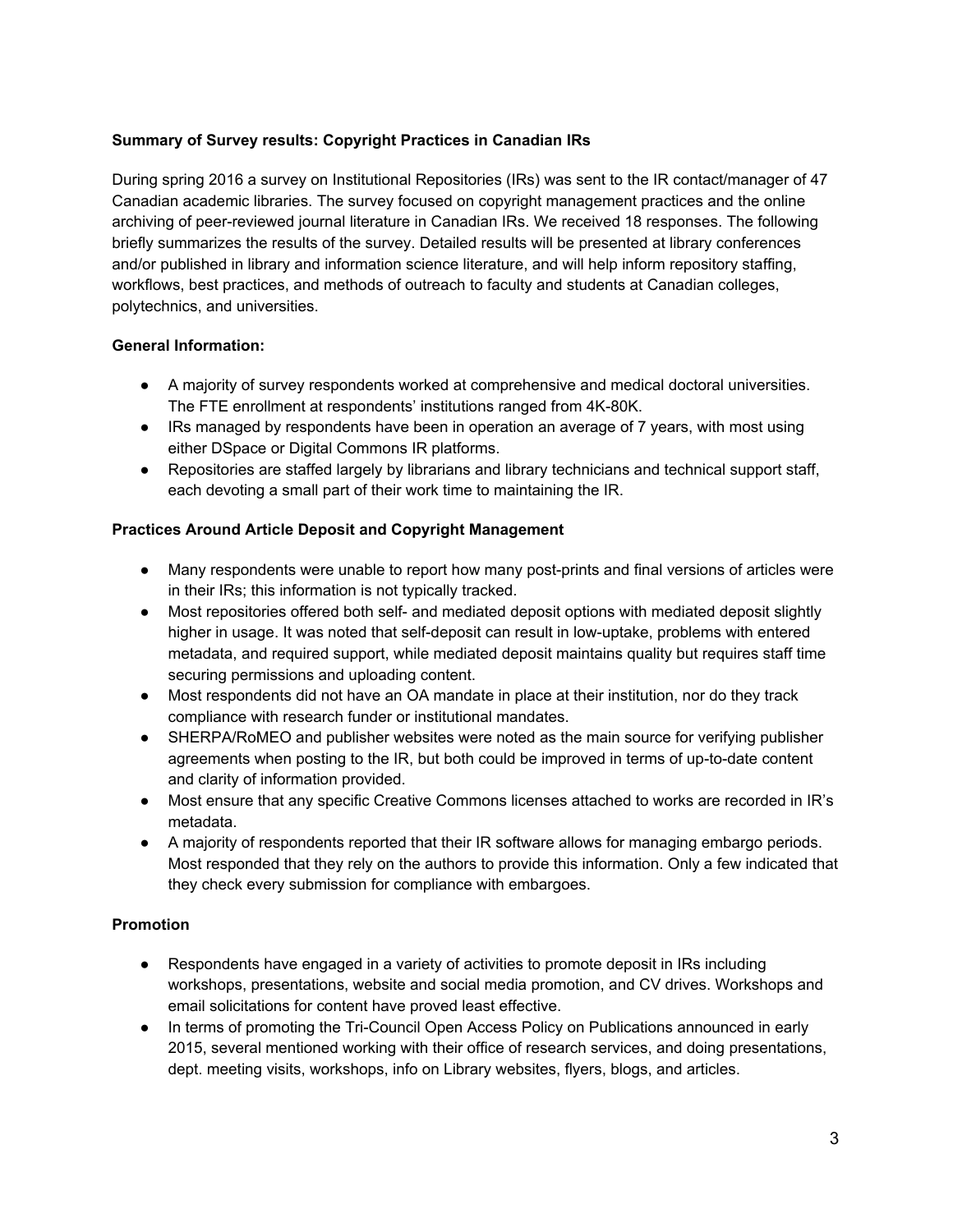**Summary of Survey results: Copyright Practices in Canadian IRs**

During spring 2016 a survey on Institutional Repositories (IRs) was sent to the IR contact/manager of 47 Canadian academic libraries. The survey focused on copyright management practices and the online archiving of peer-reviewed journal literature in Canadian IRs. We received 18 responses. The following briefly summarizes the results of the survey. Detailed results will be presented at library conferences and/or published in library and information science literature, and will help inform repository staffing, workflows, best practices, and methods of outreach to faculty and students at Canadian colleges, polytechnics, and universities.

**General Information:**

- A majority of survey respondents worked at comprehensive and medical doctoral universities. The FTE enrollment at respondents' institutions ranged from 4K-80K.
- IRs managed by respondents have been in operation an average of 7 years, with most using either DSpace or Digital Commons IR platforms.
- Repositories are staffed largely by librarians and library technicians and technical support staff, each devoting a small part of their work time to maintaining the IR.

**Practices Around Article Deposit and Copyright Management**

- Many respondents were unable to report how many post-prints and final versions of articles were in their IRs; this information is not typically tracked.
- Most repositories offered both self- and mediated deposit options with mediated deposit slightly higher in usage. It was noted that self-deposit can result in low-uptake, problems with entered metadata, and required support, while mediated deposit maintains quality but requires staff time securing permissions and uploading content.
- Most respondents did not have an OA mandate in place at their institution, nor do they track compliance with research funder or institutional mandates.
- SHERPA/RoMEO and publisher websites were noted as the main source for verifying publisher agreements when posting to the IR, but both could be improved in terms of up-to-date content and clarity of information provided.
- Most ensure that any specific Creative Commons licenses attached to works are recorded in IR's metadata.
- A majority of respondents reported that their IR software allows for managing embargo periods. Most responded that they rely on the authors to provide this information. Only a few indicated that they check every submission for compliance with embargoes.

**Promotion**

- Respondents have engaged in a variety of activities to promote deposit in IRs including workshops, presentations, website and social media promotion, and CV drives. Workshops and email solicitations for content have proved least effective.
- In terms of promoting the Tri-Council Open Access Policy on Publications announced in early 2015, several mentioned working with their office of research services, and doing presentations, dept. meeting visits, workshops, info on Library websites, flyers, blogs, and articles.